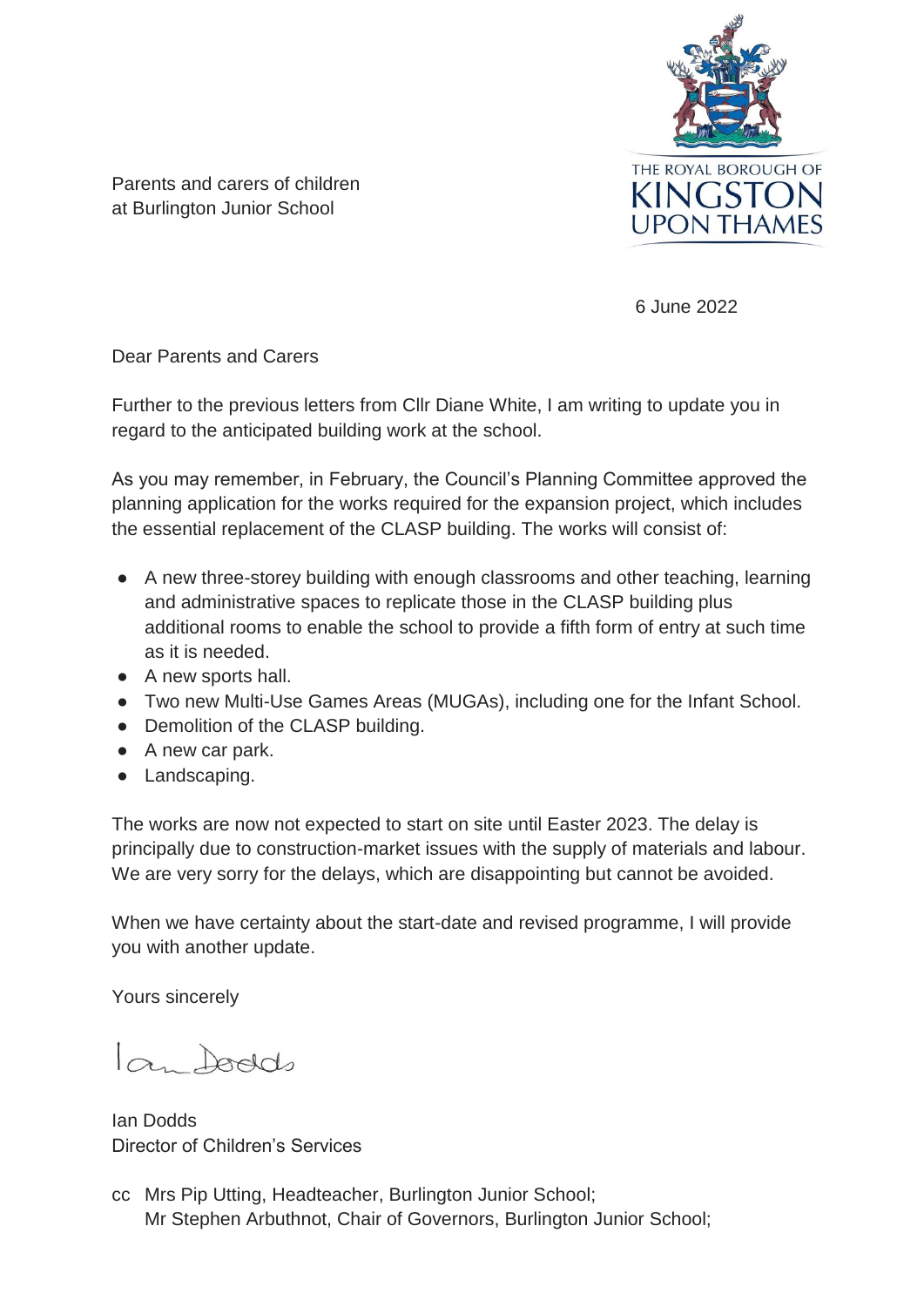Parents and carers of children
at Burlington Junior School

THE ROYAL BOROUGH OF
KINGSTON
UPON THAMES

6 June 2022

Dear Parents and Carers

Further to the previous letters from Cllr Diane White, I am writing to update you in regard to the anticipated building work at the school.

As you may remember, in February, the Council's Planning Committee approved the planning application for the works required for the expansion project, which includes the essential replacement of the CLASP building. The works will consist of:

- A new three-storey building with enough classrooms and other teaching, learning and administrative spaces to replicate those in the CLASP building plus additional rooms to enable the school to provide a fifth form of entry at such time as it is needed.
- A new sports hall.
- Two new Multi-Use Games Areas (MUGAs), including one for the Infant School.
- Demolition of the CLASP building.
- A new car park.
- Landscaping.

The works are now not expected to start on site until Easter 2023. The delay is principally due to construction-market issues with the supply of materials and labour. We are very sorry for the delays, which are disappointing but cannot be avoided.

When we have certainty about the start-date and revised programme, I will provide you with another update.

Yours sincerely

Ian Dodds

Ian Dodds
Director of Children's Services

cc Mrs Pip Utting, Headteacher, Burlington Junior School;
Mr Stephen Arbuthnot, Chair of Governors, Burlington Junior School;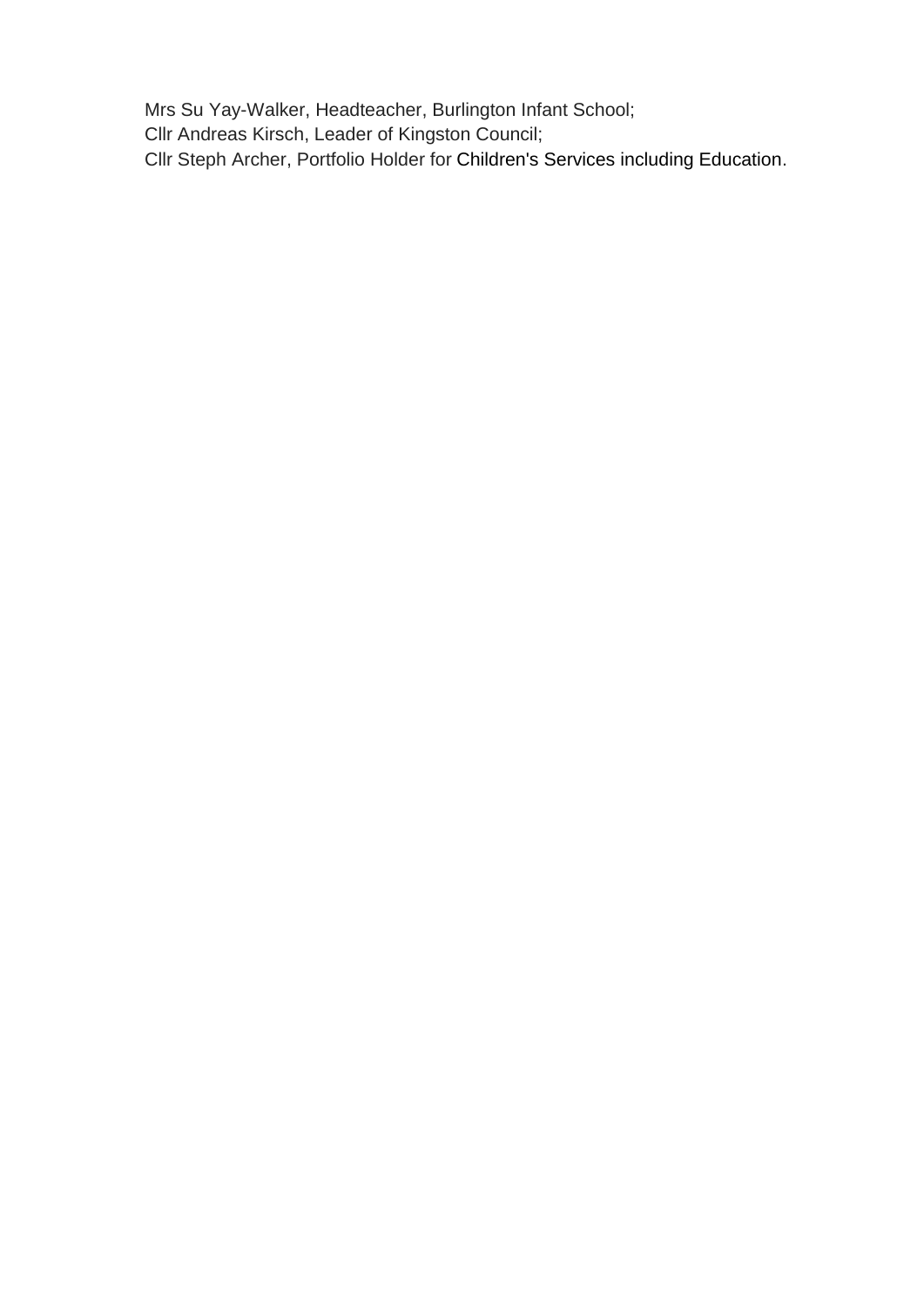Mrs Su Yay-Walker, Headteacher, Burlington Infant School;
Cllr Andreas Kirsch, Leader of Kingston Council;
Cllr Steph Archer, Portfolio Holder for Children's Services including Education.